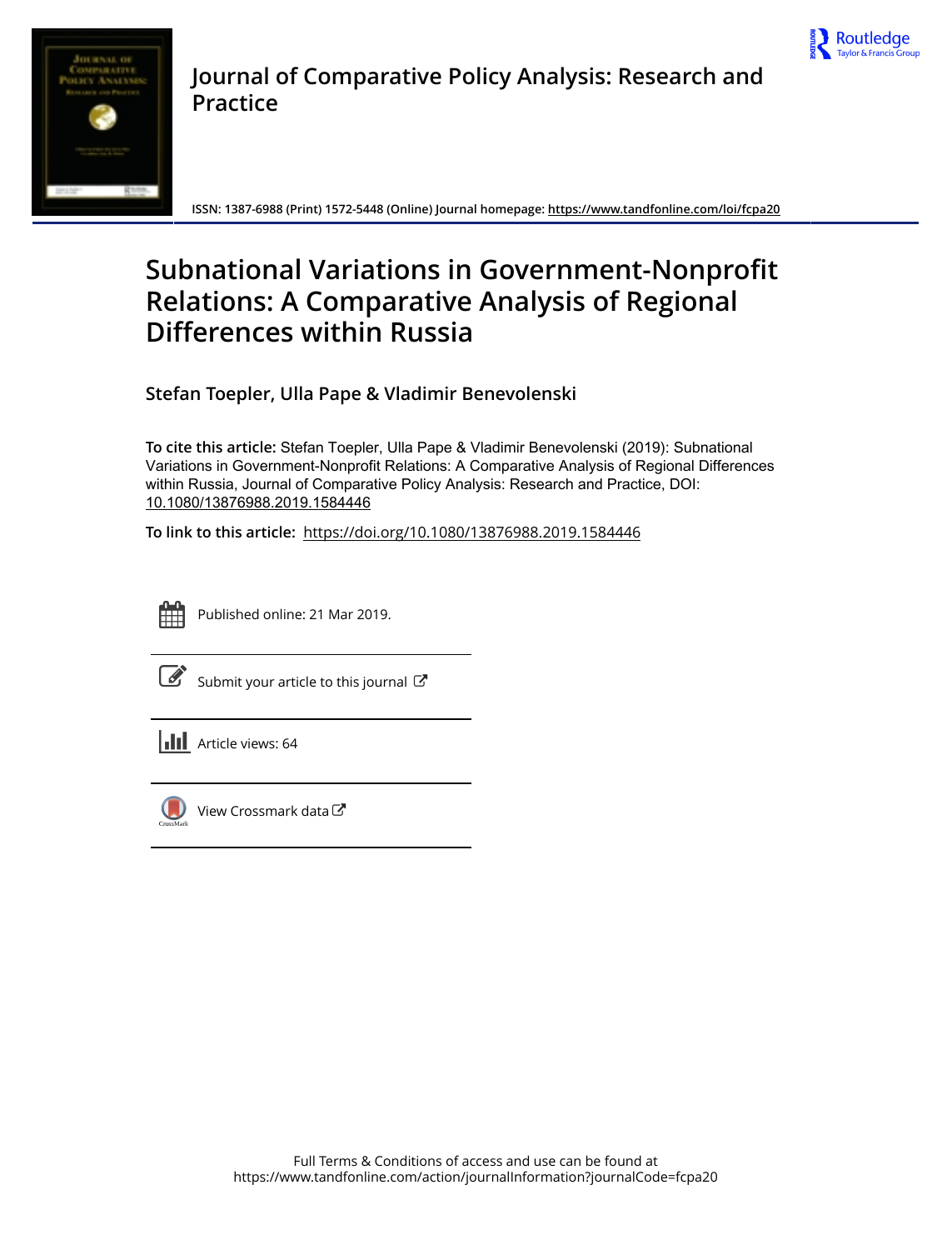# Journal of Comparative Policy Analysis: Research and Practice

ISSN: 1387-6988 (Print) 1572-5448 (Online) Journal homepage: https://www.tandfonline.com/loi/fcpa20

# Subnational Variations in Government-Nonprofit Relations: A Comparative Analysis of Regional Differences within Russia

**Stefan Toepler, Ulla Pape & Vladimir Benevolenski**

**To cite this article:** Stefan Toepler, Ulla Pape & Vladimir Benevolenski (2019): Subnational Variations in Government-Nonprofit Relations: A Comparative Analysis of Regional Differences within Russia, Journal of Comparative Policy Analysis: Research and Practice, DOI: 10.1080/13876988.2019.1584446

**To link to this article:** https://doi.org/10.1080/13876988.2019.1584446

Published online: 21 Mar 2019.

Submit your article to this journal

Article views: 64

View Crossmark data

Full Terms & Conditions of access and use can be found at https://www.tandfonline.com/action/journalInformation?journalCode=fcpa20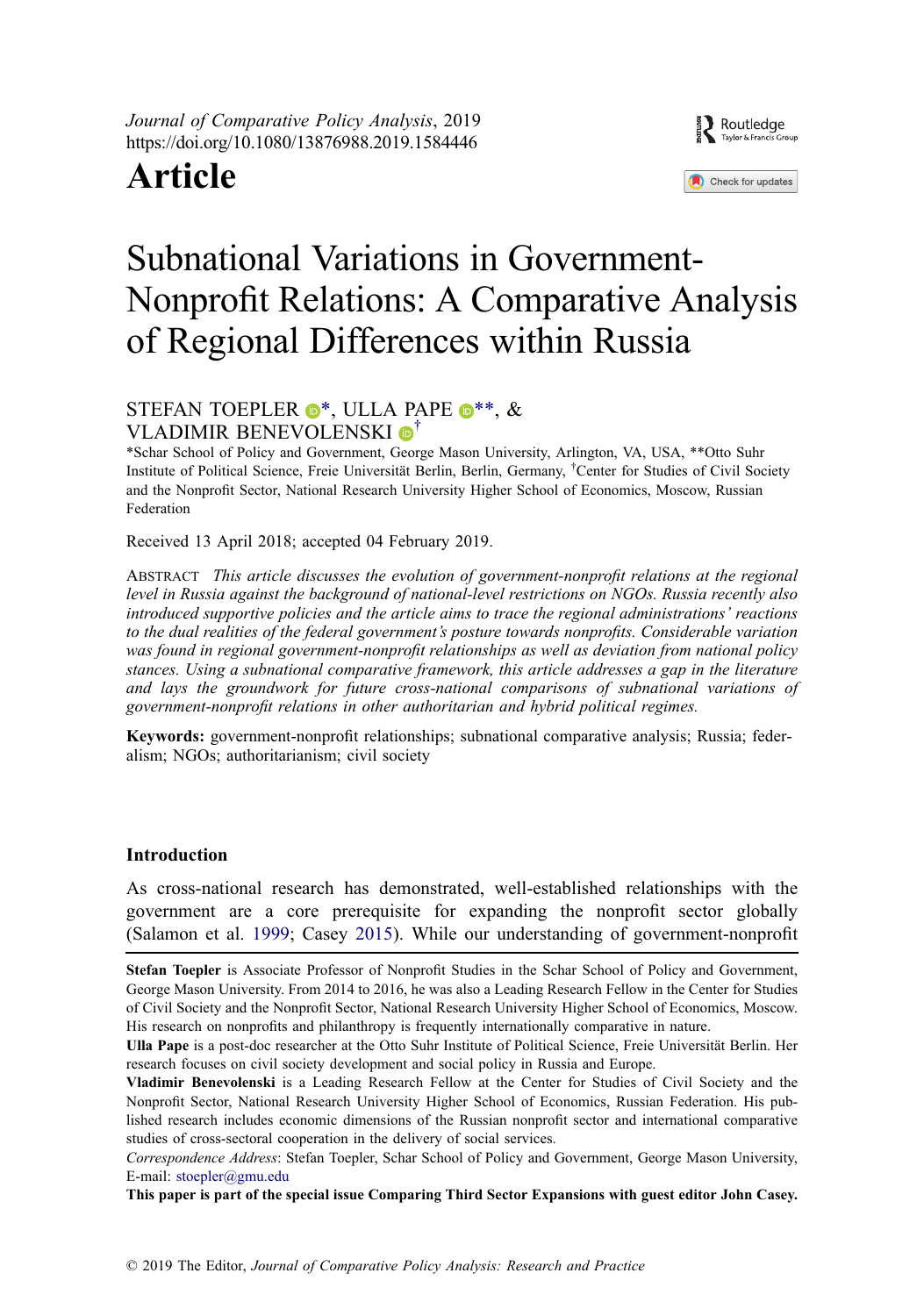Journal of Comparative Policy Analysis, 2019
https://doi.org/10.1080/13876988.2019.1584446

# Article

# Subnational Variations in Government-Nonprofit Relations: A Comparative Analysis of Regional Differences within Russia

STEFAN TOEPLER *, ULLA PAPE **, & VLADIMIR BENEVOLENSKI †

*Schar School of Policy and Government, George Mason University, Arlington, VA, USA, **Otto Suhr Institute of Political Science, Freie Universität Berlin, Berlin, Germany, †Center for Studies of Civil Society and the Nonprofit Sector, National Research University Higher School of Economics, Moscow, Russian Federation

Received 13 April 2018; accepted 04 February 2019.

ABSTRACT *This article discusses the evolution of government-nonprofit relations at the regional level in Russia against the background of national-level restrictions on NGOs. Russia recently also introduced supportive policies and the article aims to trace the regional administrations' reactions to the dual realities of the federal government's posture towards nonprofits. Considerable variation was found in regional government-nonprofit relationships as well as deviation from national policy stances. Using a subnational comparative framework, this article addresses a gap in the literature and lays the groundwork for future cross-national comparisons of subnational variations of government-nonprofit relations in other authoritarian and hybrid political regimes.*

**Keywords:** government-nonprofit relationships; subnational comparative analysis; Russia; federalism; NGOs; authoritarianism; civil society

## Introduction

As cross-national research has demonstrated, well-established relationships with the government are a core prerequisite for expanding the nonprofit sector globally (Salamon et al. 1999; Casey 2015). While our understanding of government-nonprofit

**Stefan Toepler** is Associate Professor of Nonprofit Studies in the Schar School of Policy and Government, George Mason University. From 2014 to 2016, he was also a Leading Research Fellow in the Center for Studies of Civil Society and the Nonprofit Sector, National Research University Higher School of Economics, Moscow. His research on nonprofits and philanthropy is frequently internationally comparative in nature.

**Ulla Pape** is a post-doc researcher at the Otto Suhr Institute of Political Science, Freie Universität Berlin. Her research focuses on civil society development and social policy in Russia and Europe.

**Vladimir Benevolenski** is a Leading Research Fellow at the Center for Studies of Civil Society and the Nonprofit Sector, National Research University Higher School of Economics, Russian Federation. His published research includes economic dimensions of the Russian nonprofit sector and international comparative studies of cross-sectoral cooperation in the delivery of social services.

*Correspondence Address*: Stefan Toepler, Schar School of Policy and Government, George Mason University, E-mail: stoepler@gmu.edu

**This paper is part of the special issue Comparing Third Sector Expansions with guest editor John Casey.**

© 2019 The Editor, *Journal of Comparative Policy Analysis: Research and Practice*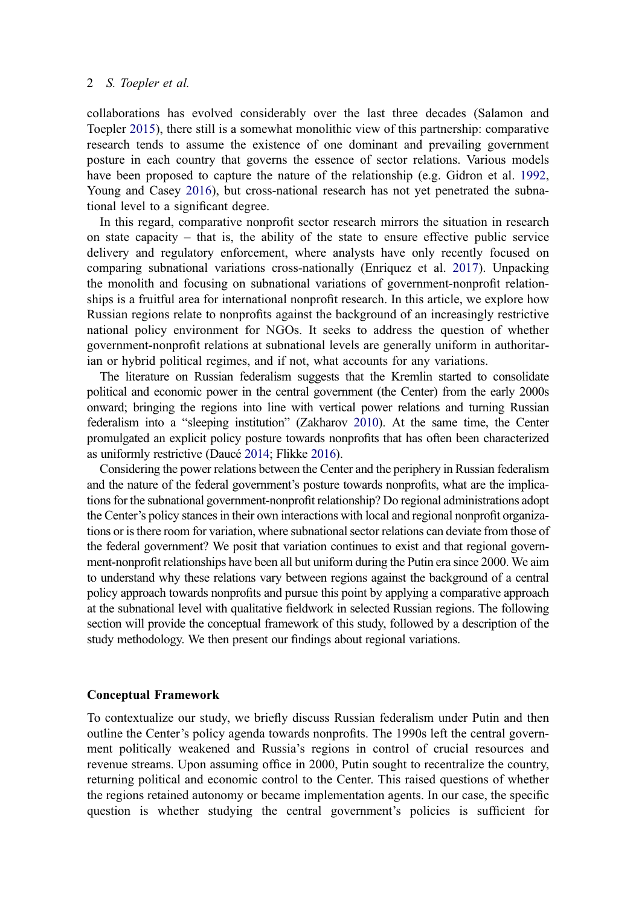collaborations has evolved considerably over the last three decades (Salamon and Toepler 2015), there still is a somewhat monolithic view of this partnership: comparative research tends to assume the existence of one dominant and prevailing government posture in each country that governs the essence of sector relations. Various models have been proposed to capture the nature of the relationship (e.g. Gidron et al. 1992, Young and Casey 2016), but cross-national research has not yet penetrated the subnational level to a significant degree.

In this regard, comparative nonprofit sector research mirrors the situation in research on state capacity – that is, the ability of the state to ensure effective public service delivery and regulatory enforcement, where analysts have only recently focused on comparing subnational variations cross-nationally (Enriquez et al. 2017). Unpacking the monolith and focusing on subnational variations of government-nonprofit relationships is a fruitful area for international nonprofit research. In this article, we explore how Russian regions relate to nonprofits against the background of an increasingly restrictive national policy environment for NGOs. It seeks to address the question of whether government-nonprofit relations at subnational levels are generally uniform in authoritarian or hybrid political regimes, and if not, what accounts for any variations.

The literature on Russian federalism suggests that the Kremlin started to consolidate political and economic power in the central government (the Center) from the early 2000s onward; bringing the regions into line with vertical power relations and turning Russian federalism into a "sleeping institution" (Zakharov 2010). At the same time, the Center promulgated an explicit policy posture towards nonprofits that has often been characterized as uniformly restrictive (Daucé 2014; Flikke 2016).

Considering the power relations between the Center and the periphery in Russian federalism and the nature of the federal government's posture towards nonprofits, what are the implications for the subnational government-nonprofit relationship? Do regional administrations adopt the Center's policy stances in their own interactions with local and regional nonprofit organizations or is there room for variation, where subnational sector relations can deviate from those of the federal government? We posit that variation continues to exist and that regional government-nonprofit relationships have been all but uniform during the Putin era since 2000. We aim to understand why these relations vary between regions against the background of a central policy approach towards nonprofits and pursue this point by applying a comparative approach at the subnational level with qualitative fieldwork in selected Russian regions. The following section will provide the conceptual framework of this study, followed by a description of the study methodology. We then present our findings about regional variations.

## Conceptual Framework

To contextualize our study, we briefly discuss Russian federalism under Putin and then outline the Center's policy agenda towards nonprofits. The 1990s left the central government politically weakened and Russia's regions in control of crucial resources and revenue streams. Upon assuming office in 2000, Putin sought to recentralize the country, returning political and economic control to the Center. This raised questions of whether the regions retained autonomy or became implementation agents. In our case, the specific question is whether studying the central government's policies is sufficient for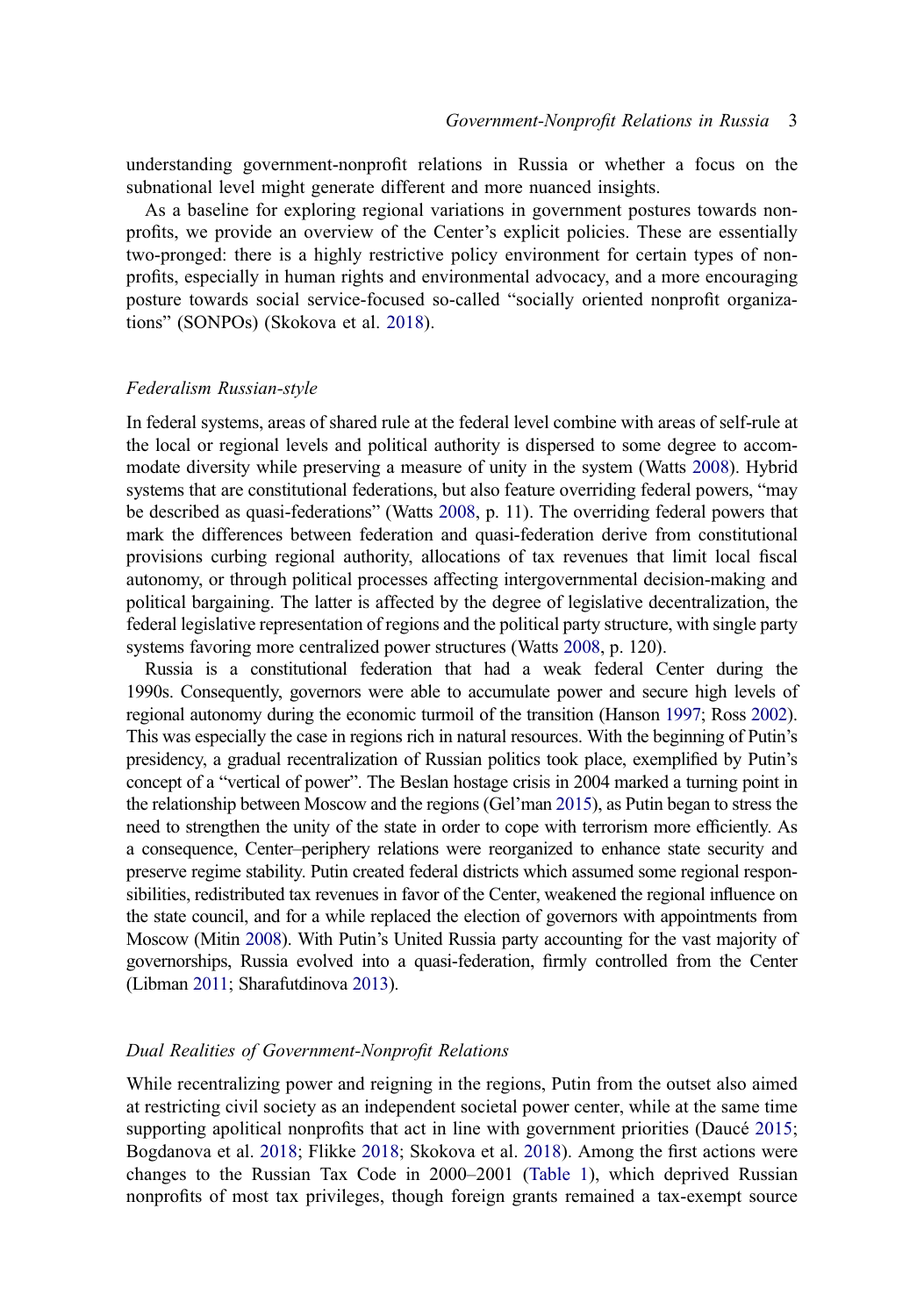understanding government-nonprofit relations in Russia or whether a focus on the subnational level might generate different and more nuanced insights.

As a baseline for exploring regional variations in government postures towards nonprofits, we provide an overview of the Center's explicit policies. These are essentially two-pronged: there is a highly restrictive policy environment for certain types of nonprofits, especially in human rights and environmental advocacy, and a more encouraging posture towards social service-focused so-called "socially oriented nonprofit organizations" (SONPOs) (Skokova et al. 2018).

### *Federalism Russian-style*

In federal systems, areas of shared rule at the federal level combine with areas of self-rule at the local or regional levels and political authority is dispersed to some degree to accommodate diversity while preserving a measure of unity in the system (Watts 2008). Hybrid systems that are constitutional federations, but also feature overriding federal powers, "may be described as quasi-federations" (Watts 2008, p. 11). The overriding federal powers that mark the differences between federation and quasi-federation derive from constitutional provisions curbing regional authority, allocations of tax revenues that limit local fiscal autonomy, or through political processes affecting intergovernmental decision-making and political bargaining. The latter is affected by the degree of legislative decentralization, the federal legislative representation of regions and the political party structure, with single party systems favoring more centralized power structures (Watts 2008, p. 120).

Russia is a constitutional federation that had a weak federal Center during the 1990s. Consequently, governors were able to accumulate power and secure high levels of regional autonomy during the economic turmoil of the transition (Hanson 1997; Ross 2002). This was especially the case in regions rich in natural resources. With the beginning of Putin's presidency, a gradual recentralization of Russian politics took place, exemplified by Putin's concept of a "vertical of power". The Beslan hostage crisis in 2004 marked a turning point in the relationship between Moscow and the regions (Gel'man 2015), as Putin began to stress the need to strengthen the unity of the state in order to cope with terrorism more efficiently. As a consequence, Center–periphery relations were reorganized to enhance state security and preserve regime stability. Putin created federal districts which assumed some regional responsibilities, redistributed tax revenues in favor of the Center, weakened the regional influence on the state council, and for a while replaced the election of governors with appointments from Moscow (Mitin 2008). With Putin's United Russia party accounting for the vast majority of governorships, Russia evolved into a quasi-federation, firmly controlled from the Center (Libman 2011; Sharafutdinova 2013).

### *Dual Realities of Government-Nonprofit Relations*

While recentralizing power and reigning in the regions, Putin from the outset also aimed at restricting civil society as an independent societal power center, while at the same time supporting apolitical nonprofits that act in line with government priorities (Daucé 2015; Bogdanova et al. 2018; Flikke 2018; Skokova et al. 2018). Among the first actions were changes to the Russian Tax Code in 2000–2001 (Table 1), which deprived Russian nonprofits of most tax privileges, though foreign grants remained a tax-exempt source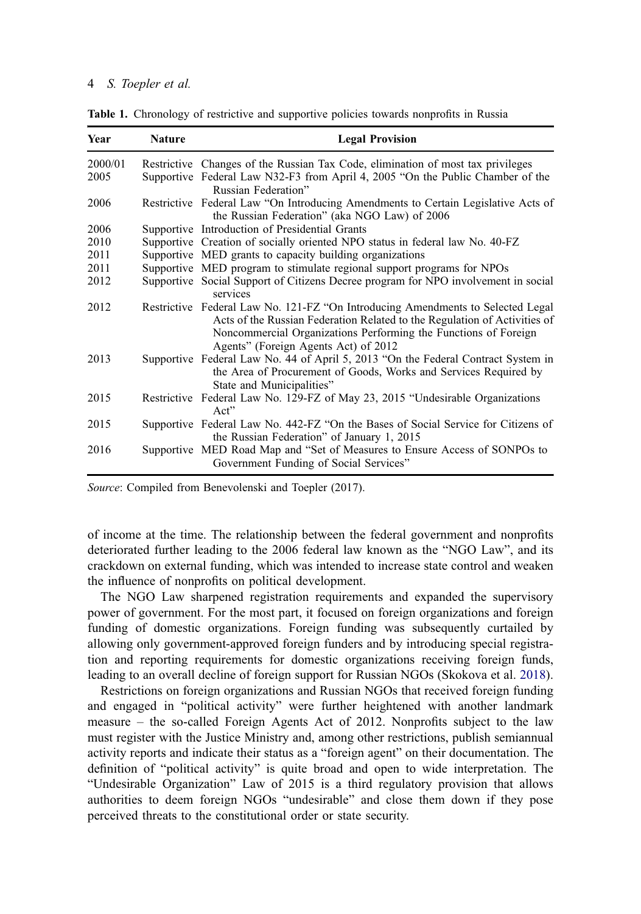**Table 1.** Chronology of restrictive and supportive policies towards nonprofits in Russia

| Year | Nature | Legal Provision |
|---|---|---|
| 2000/01 | Restrictive | Changes of the Russian Tax Code, elimination of most tax privileges |
| 2005 | Supportive | Federal Law N32-F3 from April 4, 2005 "On the Public Chamber of the Russian Federation" |
| 2006 | Restrictive | Federal Law "On Introducing Amendments to Certain Legislative Acts of the Russian Federation" (aka NGO Law) of 2006 |
| 2006 | Supportive | Introduction of Presidential Grants |
| 2010 | Supportive | Creation of socially oriented NPO status in federal law No. 40-FZ |
| 2011 | Supportive | MED grants to capacity building organizations |
| 2011 | Supportive | MED program to stimulate regional support programs for NPOs |
| 2012 | Supportive | Social Support of Citizens Decree program for NPO involvement in social services |
| 2012 | Restrictive | Federal Law No. 121-FZ "On Introducing Amendments to Selected Legal Acts of the Russian Federation Related to the Regulation of Activities of Noncommercial Organizations Performing the Functions of Foreign Agents" (Foreign Agents Act) of 2012 |
| 2013 | Supportive | Federal Law No. 44 of April 5, 2013 "On the Federal Contract System in the Area of Procurement of Goods, Works and Services Required by State and Municipalities" |
| 2015 | Restrictive | Federal Law No. 129-FZ of May 23, 2015 "Undesirable Organizations Act" |
| 2015 | Supportive | Federal Law No. 442-FZ "On the Bases of Social Service for Citizens of the Russian Federation" of January 1, 2015 |
| 2016 | Supportive | MED Road Map and "Set of Measures to Ensure Access of SONPOs to Government Funding of Social Services" |

*Source*: Compiled from Benevolenski and Toepler (2017).

of income at the time. The relationship between the federal government and nonprofits deteriorated further leading to the 2006 federal law known as the "NGO Law", and its crackdown on external funding, which was intended to increase state control and weaken the influence of nonprofits on political development.

The NGO Law sharpened registration requirements and expanded the supervisory power of government. For the most part, it focused on foreign organizations and foreign funding of domestic organizations. Foreign funding was subsequently curtailed by allowing only government-approved foreign funders and by introducing special registration and reporting requirements for domestic organizations receiving foreign funds, leading to an overall decline of foreign support for Russian NGOs (Skokova et al. 2018).

Restrictions on foreign organizations and Russian NGOs that received foreign funding and engaged in "political activity" were further heightened with another landmark measure – the so-called Foreign Agents Act of 2012. Nonprofits subject to the law must register with the Justice Ministry and, among other restrictions, publish semiannual activity reports and indicate their status as a "foreign agent" on their documentation. The definition of "political activity" is quite broad and open to wide interpretation. The "Undesirable Organization" Law of 2015 is a third regulatory provision that allows authorities to deem foreign NGOs "undesirable" and close them down if they pose perceived threats to the constitutional order or state security.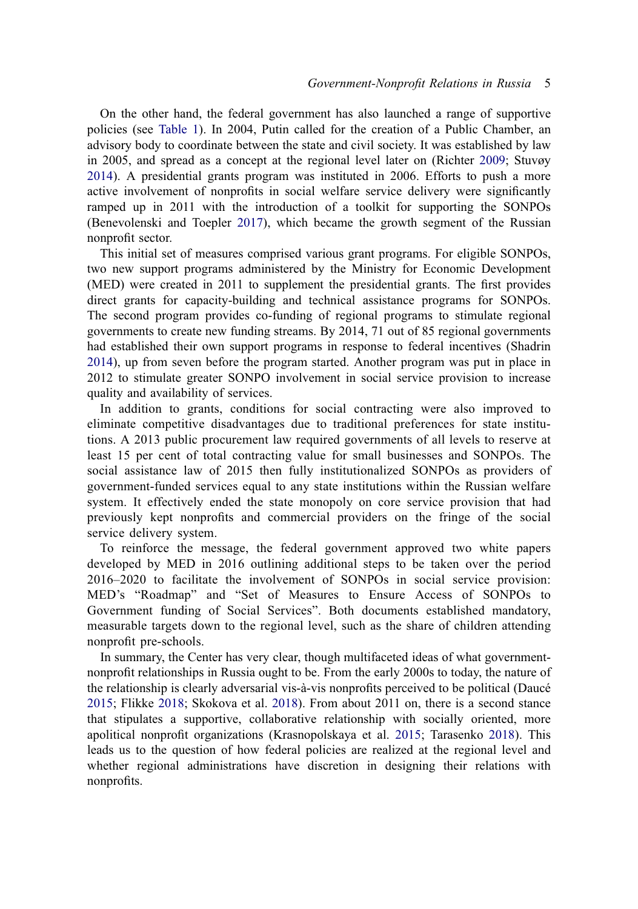On the other hand, the federal government has also launched a range of supportive policies (see Table 1). In 2004, Putin called for the creation of a Public Chamber, an advisory body to coordinate between the state and civil society. It was established by law in 2005, and spread as a concept at the regional level later on (Richter 2009; Stuvøy 2014). A presidential grants program was instituted in 2006. Efforts to push a more active involvement of nonprofits in social welfare service delivery were significantly ramped up in 2011 with the introduction of a toolkit for supporting the SONPOs (Benevolenski and Toepler 2017), which became the growth segment of the Russian nonprofit sector.

This initial set of measures comprised various grant programs. For eligible SONPOs, two new support programs administered by the Ministry for Economic Development (MED) were created in 2011 to supplement the presidential grants. The first provides direct grants for capacity-building and technical assistance programs for SONPOs. The second program provides co-funding of regional programs to stimulate regional governments to create new funding streams. By 2014, 71 out of 85 regional governments had established their own support programs in response to federal incentives (Shadrin 2014), up from seven before the program started. Another program was put in place in 2012 to stimulate greater SONPO involvement in social service provision to increase quality and availability of services.

In addition to grants, conditions for social contracting were also improved to eliminate competitive disadvantages due to traditional preferences for state institutions. A 2013 public procurement law required governments of all levels to reserve at least 15 per cent of total contracting value for small businesses and SONPOs. The social assistance law of 2015 then fully institutionalized SONPOs as providers of government-funded services equal to any state institutions within the Russian welfare system. It effectively ended the state monopoly on core service provision that had previously kept nonprofits and commercial providers on the fringe of the social service delivery system.

To reinforce the message, the federal government approved two white papers developed by MED in 2016 outlining additional steps to be taken over the period 2016–2020 to facilitate the involvement of SONPOs in social service provision: MED's "Roadmap" and "Set of Measures to Ensure Access of SONPOs to Government funding of Social Services". Both documents established mandatory, measurable targets down to the regional level, such as the share of children attending nonprofit pre-schools.

In summary, the Center has very clear, though multifaceted ideas of what government-nonprofit relationships in Russia ought to be. From the early 2000s to today, the nature of the relationship is clearly adversarial vis-à-vis nonprofits perceived to be political (Daucé 2015; Flikke 2018; Skokova et al. 2018). From about 2011 on, there is a second stance that stipulates a supportive, collaborative relationship with socially oriented, more apolitical nonprofit organizations (Krasnopolskaya et al. 2015; Tarasenko 2018). This leads us to the question of how federal policies are realized at the regional level and whether regional administrations have discretion in designing their relations with nonprofits.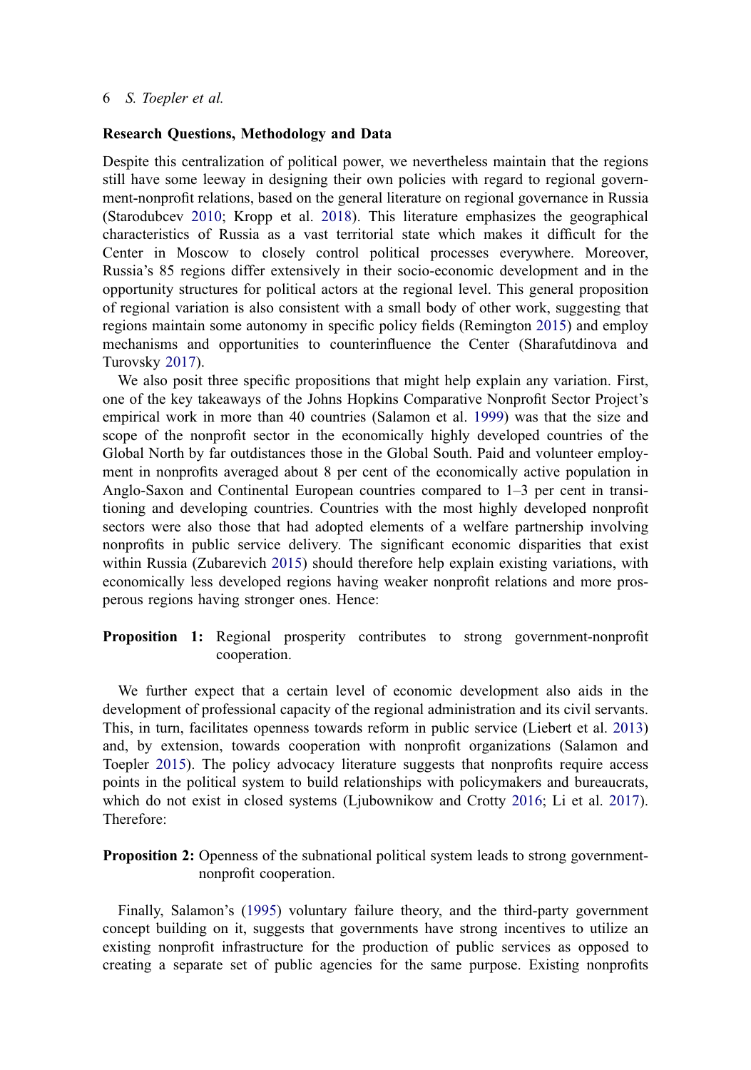## Research Questions, Methodology and Data

Despite this centralization of political power, we nevertheless maintain that the regions still have some leeway in designing their own policies with regard to regional government-nonprofit relations, based on the general literature on regional governance in Russia (Starodubcev 2010; Kropp et al. 2018). This literature emphasizes the geographical characteristics of Russia as a vast territorial state which makes it difficult for the Center in Moscow to closely control political processes everywhere. Moreover, Russia's 85 regions differ extensively in their socio-economic development and in the opportunity structures for political actors at the regional level. This general proposition of regional variation is also consistent with a small body of other work, suggesting that regions maintain some autonomy in specific policy fields (Remington 2015) and employ mechanisms and opportunities to counterinfluence the Center (Sharafutdinova and Turovsky 2017).

We also posit three specific propositions that might help explain any variation. First, one of the key takeaways of the Johns Hopkins Comparative Nonprofit Sector Project's empirical work in more than 40 countries (Salamon et al. 1999) was that the size and scope of the nonprofit sector in the economically highly developed countries of the Global North by far outdistances those in the Global South. Paid and volunteer employment in nonprofits averaged about 8 per cent of the economically active population in Anglo-Saxon and Continental European countries compared to 1–3 per cent in transitioning and developing countries. Countries with the most highly developed nonprofit sectors were also those that had adopted elements of a welfare partnership involving nonprofits in public service delivery. The significant economic disparities that exist within Russia (Zubarevich 2015) should therefore help explain existing variations, with economically less developed regions having weaker nonprofit relations and more prosperous regions having stronger ones. Hence:

**Proposition 1:** Regional prosperity contributes to strong government-nonprofit cooperation.

We further expect that a certain level of economic development also aids in the development of professional capacity of the regional administration and its civil servants. This, in turn, facilitates openness towards reform in public service (Liebert et al. 2013) and, by extension, towards cooperation with nonprofit organizations (Salamon and Toepler 2015). The policy advocacy literature suggests that nonprofits require access points in the political system to build relationships with policymakers and bureaucrats, which do not exist in closed systems (Ljubownikow and Crotty 2016; Li et al. 2017). Therefore:

**Proposition 2:** Openness of the subnational political system leads to strong government-nonprofit cooperation.

Finally, Salamon's (1995) voluntary failure theory, and the third-party government concept building on it, suggests that governments have strong incentives to utilize an existing nonprofit infrastructure for the production of public services as opposed to creating a separate set of public agencies for the same purpose. Existing nonprofits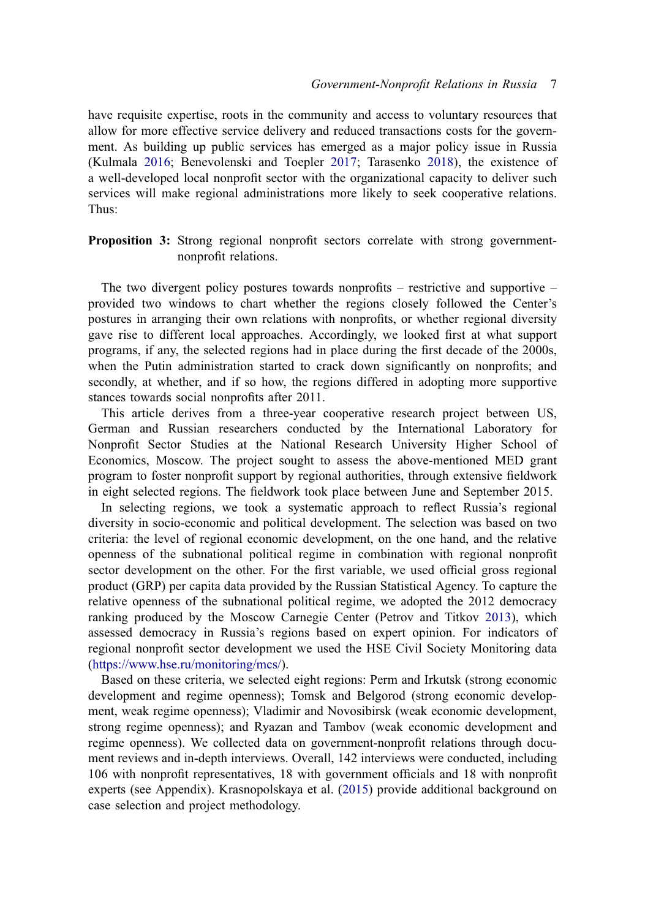have requisite expertise, roots in the community and access to voluntary resources that allow for more effective service delivery and reduced transactions costs for the government. As building up public services has emerged as a major policy issue in Russia (Kulmala 2016; Benevolenski and Toepler 2017; Tarasenko 2018), the existence of a well-developed local nonprofit sector with the organizational capacity to deliver such services will make regional administrations more likely to seek cooperative relations. Thus:

**Proposition 3:** Strong regional nonprofit sectors correlate with strong government-nonprofit relations.

The two divergent policy postures towards nonprofits – restrictive and supportive – provided two windows to chart whether the regions closely followed the Center's postures in arranging their own relations with nonprofits, or whether regional diversity gave rise to different local approaches. Accordingly, we looked first at what support programs, if any, the selected regions had in place during the first decade of the 2000s, when the Putin administration started to crack down significantly on nonprofits; and secondly, at whether, and if so how, the regions differed in adopting more supportive stances towards social nonprofits after 2011.

This article derives from a three-year cooperative research project between US, German and Russian researchers conducted by the International Laboratory for Nonprofit Sector Studies at the National Research University Higher School of Economics, Moscow. The project sought to assess the above-mentioned MED grant program to foster nonprofit support by regional authorities, through extensive fieldwork in eight selected regions. The fieldwork took place between June and September 2015.

In selecting regions, we took a systematic approach to reflect Russia's regional diversity in socio-economic and political development. The selection was based on two criteria: the level of regional economic development, on the one hand, and the relative openness of the subnational political regime in combination with regional nonprofit sector development on the other. For the first variable, we used official gross regional product (GRP) per capita data provided by the Russian Statistical Agency. To capture the relative openness of the subnational political regime, we adopted the 2012 democracy ranking produced by the Moscow Carnegie Center (Petrov and Titkov 2013), which assessed democracy in Russia's regions based on expert opinion. For indicators of regional nonprofit sector development we used the HSE Civil Society Monitoring data (https://www.hse.ru/monitoring/mcs/).

Based on these criteria, we selected eight regions: Perm and Irkutsk (strong economic development and regime openness); Tomsk and Belgorod (strong economic development, weak regime openness); Vladimir and Novosibirsk (weak economic development, strong regime openness); and Ryazan and Tambov (weak economic development and regime openness). We collected data on government-nonprofit relations through document reviews and in-depth interviews. Overall, 142 interviews were conducted, including 106 with nonprofit representatives, 18 with government officials and 18 with nonprofit experts (see Appendix). Krasnopolskaya et al. (2015) provide additional background on case selection and project methodology.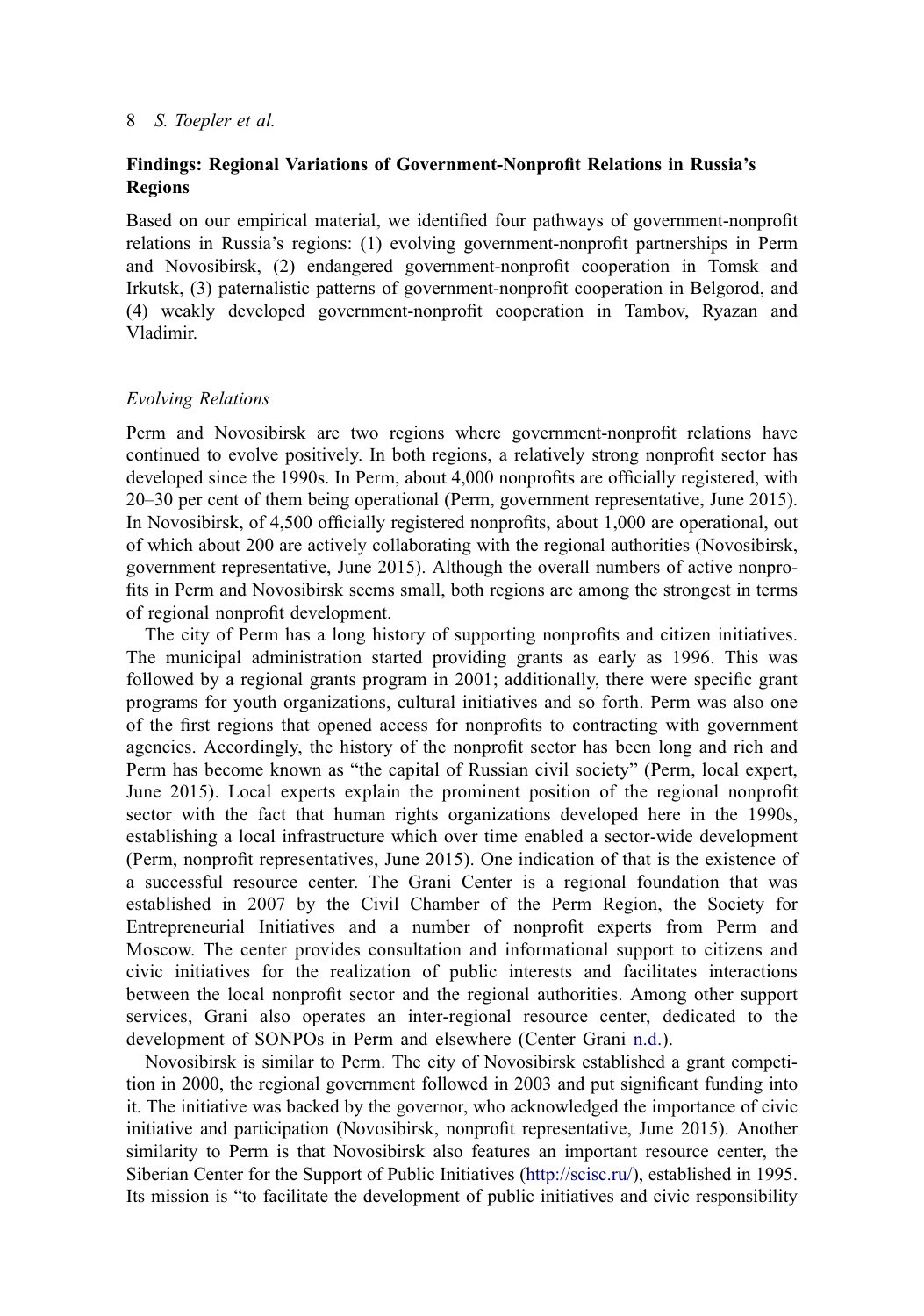## Findings: Regional Variations of Government-Nonprofit Relations in Russia's Regions

Based on our empirical material, we identified four pathways of government-nonprofit relations in Russia's regions: (1) evolving government-nonprofit partnerships in Perm and Novosibirsk, (2) endangered government-nonprofit cooperation in Tomsk and Irkutsk, (3) paternalistic patterns of government-nonprofit cooperation in Belgorod, and (4) weakly developed government-nonprofit cooperation in Tambov, Ryazan and Vladimir.

### *Evolving Relations*

Perm and Novosibirsk are two regions where government-nonprofit relations have continued to evolve positively. In both regions, a relatively strong nonprofit sector has developed since the 1990s. In Perm, about 4,000 nonprofits are officially registered, with 20–30 per cent of them being operational (Perm, government representative, June 2015). In Novosibirsk, of 4,500 officially registered nonprofits, about 1,000 are operational, out of which about 200 are actively collaborating with the regional authorities (Novosibirsk, government representative, June 2015). Although the overall numbers of active nonprofits in Perm and Novosibirsk seems small, both regions are among the strongest in terms of regional nonprofit development.

The city of Perm has a long history of supporting nonprofits and citizen initiatives. The municipal administration started providing grants as early as 1996. This was followed by a regional grants program in 2001; additionally, there were specific grant programs for youth organizations, cultural initiatives and so forth. Perm was also one of the first regions that opened access for nonprofits to contracting with government agencies. Accordingly, the history of the nonprofit sector has been long and rich and Perm has become known as "the capital of Russian civil society" (Perm, local expert, June 2015). Local experts explain the prominent position of the regional nonprofit sector with the fact that human rights organizations developed here in the 1990s, establishing a local infrastructure which over time enabled a sector-wide development (Perm, nonprofit representatives, June 2015). One indication of that is the existence of a successful resource center. The Grani Center is a regional foundation that was established in 2007 by the Civil Chamber of the Perm Region, the Society for Entrepreneurial Initiatives and a number of nonprofit experts from Perm and Moscow. The center provides consultation and informational support to citizens and civic initiatives for the realization of public interests and facilitates interactions between the local nonprofit sector and the regional authorities. Among other support services, Grani also operates an inter-regional resource center, dedicated to the development of SONPOs in Perm and elsewhere (Center Grani n.d.).

Novosibirsk is similar to Perm. The city of Novosibirsk established a grant competition in 2000, the regional government followed in 2003 and put significant funding into it. The initiative was backed by the governor, who acknowledged the importance of civic initiative and participation (Novosibirsk, nonprofit representative, June 2015). Another similarity to Perm is that Novosibirsk also features an important resource center, the Siberian Center for the Support of Public Initiatives (http://scisc.ru/), established in 1995. Its mission is "to facilitate the development of public initiatives and civic responsibility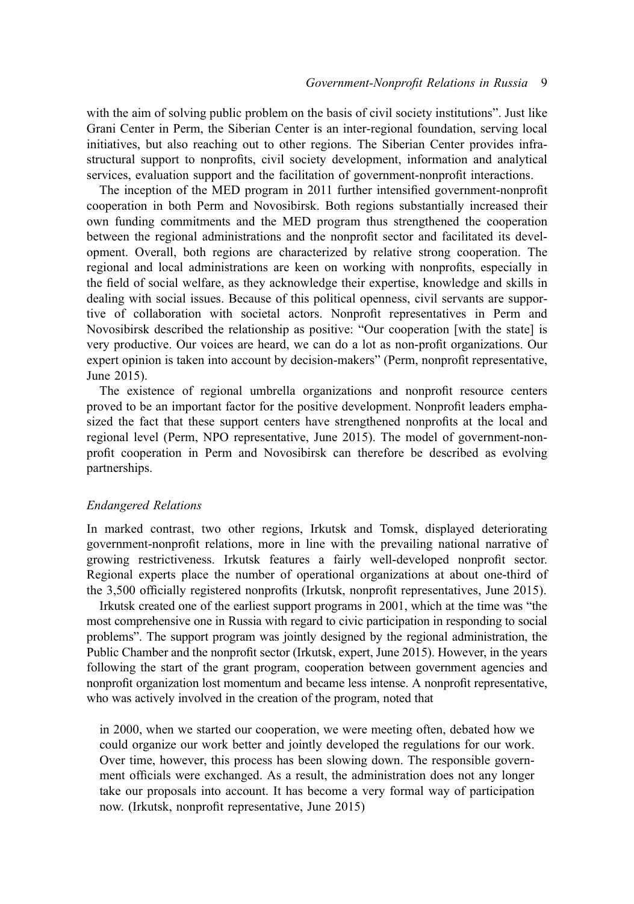with the aim of solving public problem on the basis of civil society institutions". Just like Grani Center in Perm, the Siberian Center is an inter-regional foundation, serving local initiatives, but also reaching out to other regions. The Siberian Center provides infrastructural support to nonprofits, civil society development, information and analytical services, evaluation support and the facilitation of government-nonprofit interactions.

The inception of the MED program in 2011 further intensified government-nonprofit cooperation in both Perm and Novosibirsk. Both regions substantially increased their own funding commitments and the MED program thus strengthened the cooperation between the regional administrations and the nonprofit sector and facilitated its development. Overall, both regions are characterized by relative strong cooperation. The regional and local administrations are keen on working with nonprofits, especially in the field of social welfare, as they acknowledge their expertise, knowledge and skills in dealing with social issues. Because of this political openness, civil servants are supportive of collaboration with societal actors. Nonprofit representatives in Perm and Novosibirsk described the relationship as positive: "Our cooperation [with the state] is very productive. Our voices are heard, we can do a lot as non-profit organizations. Our expert opinion is taken into account by decision-makers" (Perm, nonprofit representative, June 2015).

The existence of regional umbrella organizations and nonprofit resource centers proved to be an important factor for the positive development. Nonprofit leaders emphasized the fact that these support centers have strengthened nonprofits at the local and regional level (Perm, NPO representative, June 2015). The model of government-nonprofit cooperation in Perm and Novosibirsk can therefore be described as evolving partnerships.

### *Endangered Relations*

In marked contrast, two other regions, Irkutsk and Tomsk, displayed deteriorating government-nonprofit relations, more in line with the prevailing national narrative of growing restrictiveness. Irkutsk features a fairly well-developed nonprofit sector. Regional experts place the number of operational organizations at about one-third of the 3,500 officially registered nonprofits (Irkutsk, nonprofit representatives, June 2015).

Irkutsk created one of the earliest support programs in 2001, which at the time was "the most comprehensive one in Russia with regard to civic participation in responding to social problems". The support program was jointly designed by the regional administration, the Public Chamber and the nonprofit sector (Irkutsk, expert, June 2015). However, in the years following the start of the grant program, cooperation between government agencies and nonprofit organization lost momentum and became less intense. A nonprofit representative, who was actively involved in the creation of the program, noted that

> in 2000, when we started our cooperation, we were meeting often, debated how we could organize our work better and jointly developed the regulations for our work. Over time, however, this process has been slowing down. The responsible government officials were exchanged. As a result, the administration does not any longer take our proposals into account. It has become a very formal way of participation now. (Irkutsk, nonprofit representative, June 2015)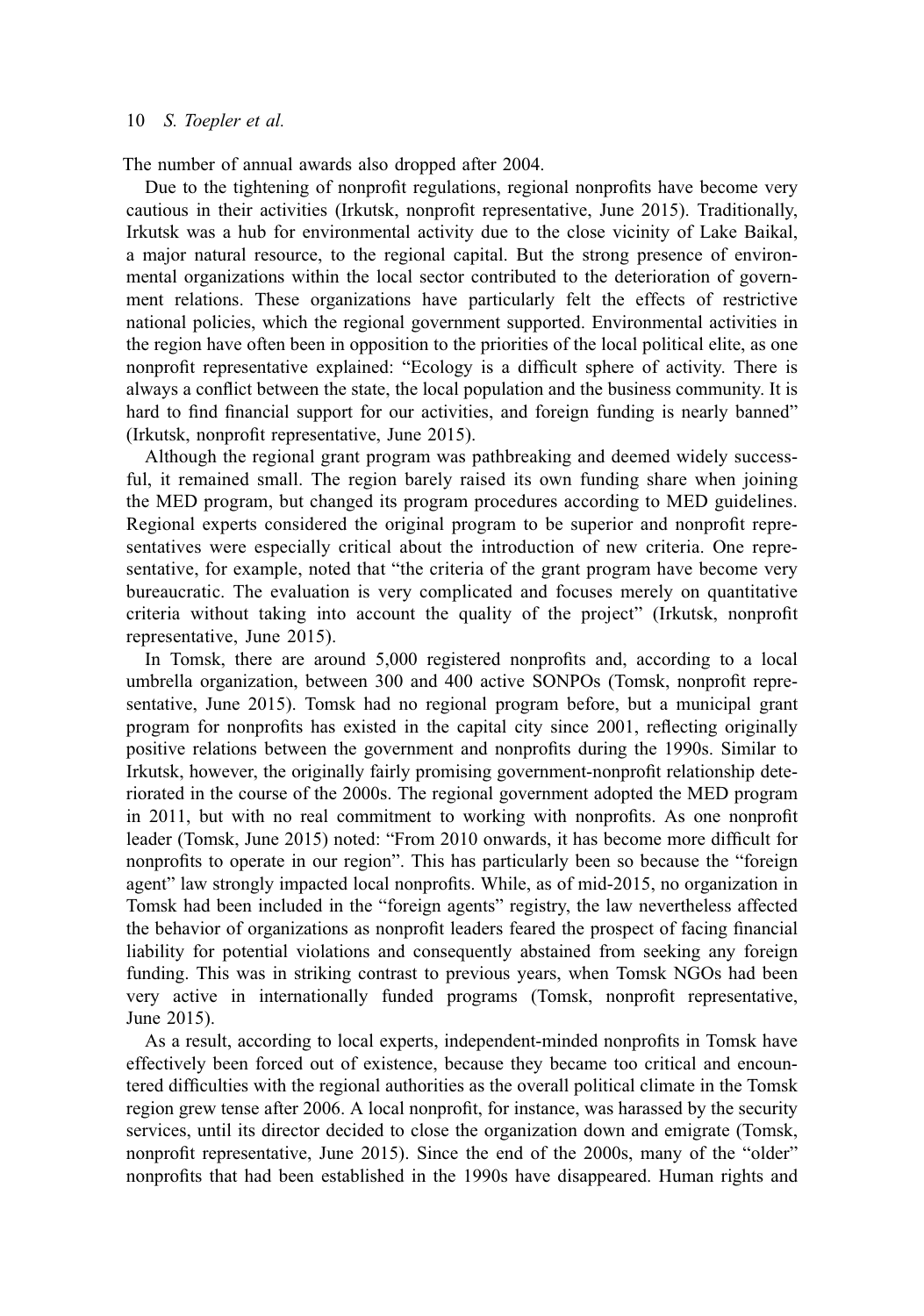The number of annual awards also dropped after 2004.

Due to the tightening of nonprofit regulations, regional nonprofits have become very cautious in their activities (Irkutsk, nonprofit representative, June 2015). Traditionally, Irkutsk was a hub for environmental activity due to the close vicinity of Lake Baikal, a major natural resource, to the regional capital. But the strong presence of environmental organizations within the local sector contributed to the deterioration of government relations. These organizations have particularly felt the effects of restrictive national policies, which the regional government supported. Environmental activities in the region have often been in opposition to the priorities of the local political elite, as one nonprofit representative explained: "Ecology is a difficult sphere of activity. There is always a conflict between the state, the local population and the business community. It is hard to find financial support for our activities, and foreign funding is nearly banned" (Irkutsk, nonprofit representative, June 2015).

Although the regional grant program was pathbreaking and deemed widely successful, it remained small. The region barely raised its own funding share when joining the MED program, but changed its program procedures according to MED guidelines. Regional experts considered the original program to be superior and nonprofit representatives were especially critical about the introduction of new criteria. One representative, for example, noted that "the criteria of the grant program have become very bureaucratic. The evaluation is very complicated and focuses merely on quantitative criteria without taking into account the quality of the project" (Irkutsk, nonprofit representative, June 2015).

In Tomsk, there are around 5,000 registered nonprofits and, according to a local umbrella organization, between 300 and 400 active SONPOs (Tomsk, nonprofit representative, June 2015). Tomsk had no regional program before, but a municipal grant program for nonprofits has existed in the capital city since 2001, reflecting originally positive relations between the government and nonprofits during the 1990s. Similar to Irkutsk, however, the originally fairly promising government-nonprofit relationship deteriorated in the course of the 2000s. The regional government adopted the MED program in 2011, but with no real commitment to working with nonprofits. As one nonprofit leader (Tomsk, June 2015) noted: "From 2010 onwards, it has become more difficult for nonprofits to operate in our region". This has particularly been so because the "foreign agent" law strongly impacted local nonprofits. While, as of mid-2015, no organization in Tomsk had been included in the "foreign agents" registry, the law nevertheless affected the behavior of organizations as nonprofit leaders feared the prospect of facing financial liability for potential violations and consequently abstained from seeking any foreign funding. This was in striking contrast to previous years, when Tomsk NGOs had been very active in internationally funded programs (Tomsk, nonprofit representative, June 2015).

As a result, according to local experts, independent-minded nonprofits in Tomsk have effectively been forced out of existence, because they became too critical and encountered difficulties with the regional authorities as the overall political climate in the Tomsk region grew tense after 2006. A local nonprofit, for instance, was harassed by the security services, until its director decided to close the organization down and emigrate (Tomsk, nonprofit representative, June 2015). Since the end of the 2000s, many of the "older" nonprofits that had been established in the 1990s have disappeared. Human rights and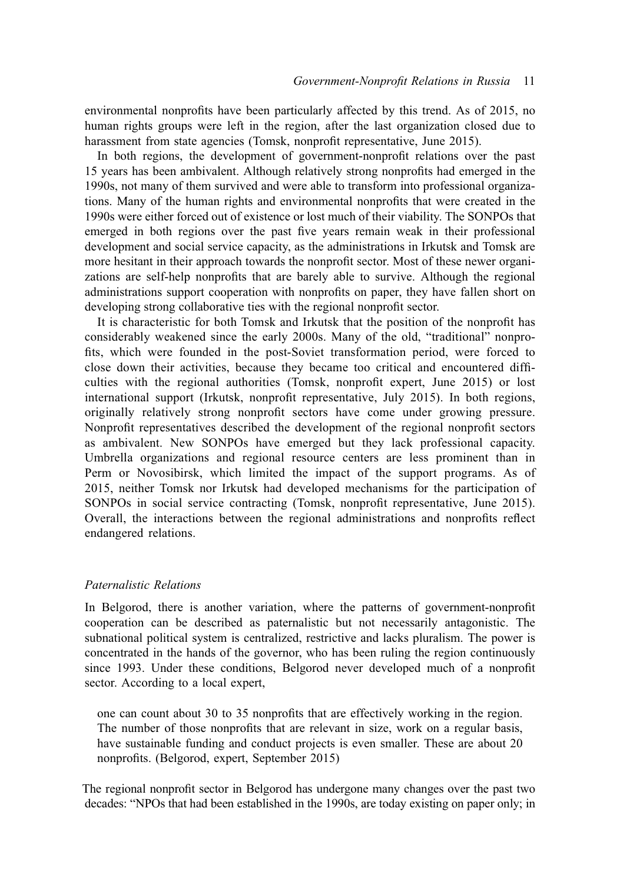environmental nonprofits have been particularly affected by this trend. As of 2015, no human rights groups were left in the region, after the last organization closed due to harassment from state agencies (Tomsk, nonprofit representative, June 2015).

In both regions, the development of government-nonprofit relations over the past 15 years has been ambivalent. Although relatively strong nonprofits had emerged in the 1990s, not many of them survived and were able to transform into professional organizations. Many of the human rights and environmental nonprofits that were created in the 1990s were either forced out of existence or lost much of their viability. The SONPOs that emerged in both regions over the past five years remain weak in their professional development and social service capacity, as the administrations in Irkutsk and Tomsk are more hesitant in their approach towards the nonprofit sector. Most of these newer organizations are self-help nonprofits that are barely able to survive. Although the regional administrations support cooperation with nonprofits on paper, they have fallen short on developing strong collaborative ties with the regional nonprofit sector.

It is characteristic for both Tomsk and Irkutsk that the position of the nonprofit has considerably weakened since the early 2000s. Many of the old, "traditional" nonprofits, which were founded in the post-Soviet transformation period, were forced to close down their activities, because they became too critical and encountered difficulties with the regional authorities (Tomsk, nonprofit expert, June 2015) or lost international support (Irkutsk, nonprofit representative, July 2015). In both regions, originally relatively strong nonprofit sectors have come under growing pressure. Nonprofit representatives described the development of the regional nonprofit sectors as ambivalent. New SONPOs have emerged but they lack professional capacity. Umbrella organizations and regional resource centers are less prominent than in Perm or Novosibirsk, which limited the impact of the support programs. As of 2015, neither Tomsk nor Irkutsk had developed mechanisms for the participation of SONPOs in social service contracting (Tomsk, nonprofit representative, June 2015). Overall, the interactions between the regional administrations and nonprofits reflect endangered relations.

### *Paternalistic Relations*

In Belgorod, there is another variation, where the patterns of government-nonprofit cooperation can be described as paternalistic but not necessarily antagonistic. The subnational political system is centralized, restrictive and lacks pluralism. The power is concentrated in the hands of the governor, who has been ruling the region continuously since 1993. Under these conditions, Belgorod never developed much of a nonprofit sector. According to a local expert,

> one can count about 30 to 35 nonprofits that are effectively working in the region. The number of those nonprofits that are relevant in size, work on a regular basis, have sustainable funding and conduct projects is even smaller. These are about 20 nonprofits. (Belgorod, expert, September 2015)

The regional nonprofit sector in Belgorod has undergone many changes over the past two decades: "NPOs that had been established in the 1990s, are today existing on paper only; in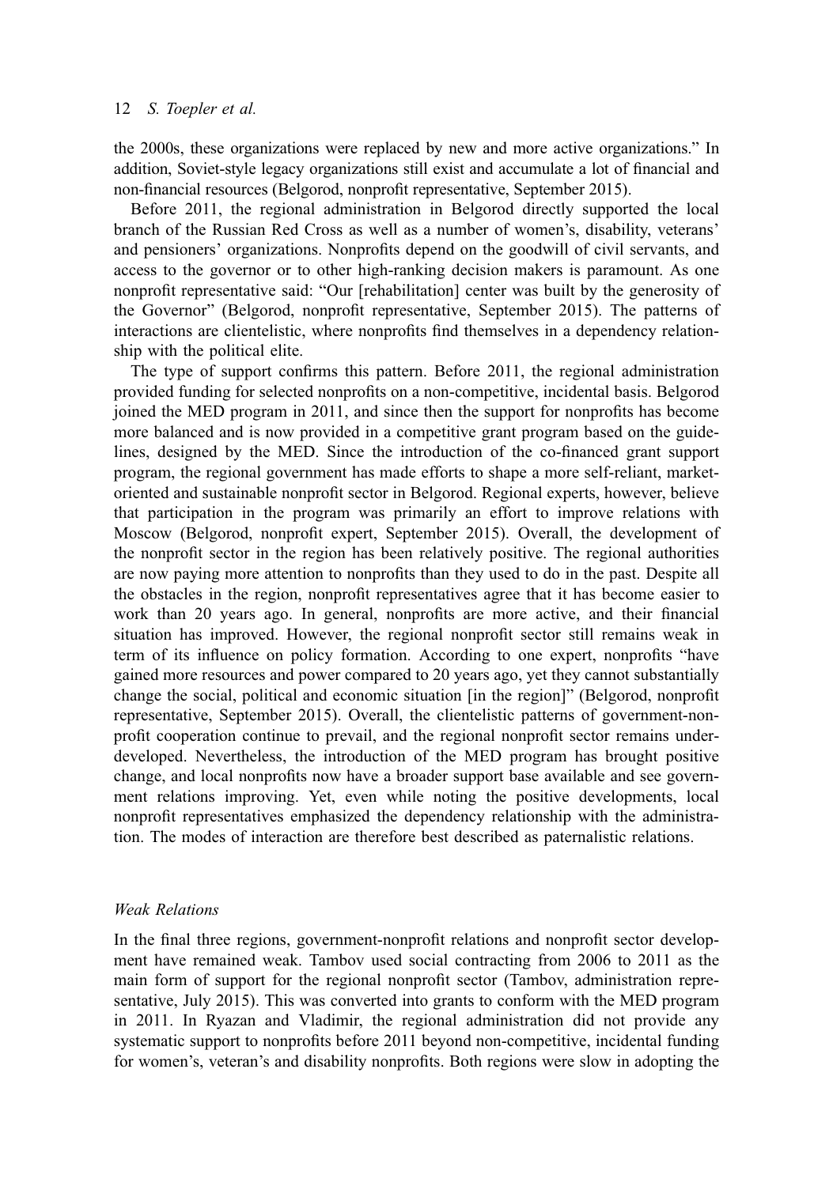the 2000s, these organizations were replaced by new and more active organizations." In addition, Soviet-style legacy organizations still exist and accumulate a lot of financial and non-financial resources (Belgorod, nonprofit representative, September 2015).

Before 2011, the regional administration in Belgorod directly supported the local branch of the Russian Red Cross as well as a number of women's, disability, veterans' and pensioners' organizations. Nonprofits depend on the goodwill of civil servants, and access to the governor or to other high-ranking decision makers is paramount. As one nonprofit representative said: "Our [rehabilitation] center was built by the generosity of the Governor" (Belgorod, nonprofit representative, September 2015). The patterns of interactions are clientelistic, where nonprofits find themselves in a dependency relationship with the political elite.

The type of support confirms this pattern. Before 2011, the regional administration provided funding for selected nonprofits on a non-competitive, incidental basis. Belgorod joined the MED program in 2011, and since then the support for nonprofits has become more balanced and is now provided in a competitive grant program based on the guidelines, designed by the MED. Since the introduction of the co-financed grant support program, the regional government has made efforts to shape a more self-reliant, market-oriented and sustainable nonprofit sector in Belgorod. Regional experts, however, believe that participation in the program was primarily an effort to improve relations with Moscow (Belgorod, nonprofit expert, September 2015). Overall, the development of the nonprofit sector in the region has been relatively positive. The regional authorities are now paying more attention to nonprofits than they used to do in the past. Despite all the obstacles in the region, nonprofit representatives agree that it has become easier to work than 20 years ago. In general, nonprofits are more active, and their financial situation has improved. However, the regional nonprofit sector still remains weak in term of its influence on policy formation. According to one expert, nonprofits "have gained more resources and power compared to 20 years ago, yet they cannot substantially change the social, political and economic situation [in the region]" (Belgorod, nonprofit representative, September 2015). Overall, the clientelistic patterns of government-nonprofit cooperation continue to prevail, and the regional nonprofit sector remains underdeveloped. Nevertheless, the introduction of the MED program has brought positive change, and local nonprofits now have a broader support base available and see government relations improving. Yet, even while noting the positive developments, local nonprofit representatives emphasized the dependency relationship with the administration. The modes of interaction are therefore best described as paternalistic relations.

### *Weak Relations*

In the final three regions, government-nonprofit relations and nonprofit sector development have remained weak. Tambov used social contracting from 2006 to 2011 as the main form of support for the regional nonprofit sector (Tambov, administration representative, July 2015). This was converted into grants to conform with the MED program in 2011. In Ryazan and Vladimir, the regional administration did not provide any systematic support to nonprofits before 2011 beyond non-competitive, incidental funding for women's, veteran's and disability nonprofits. Both regions were slow in adopting the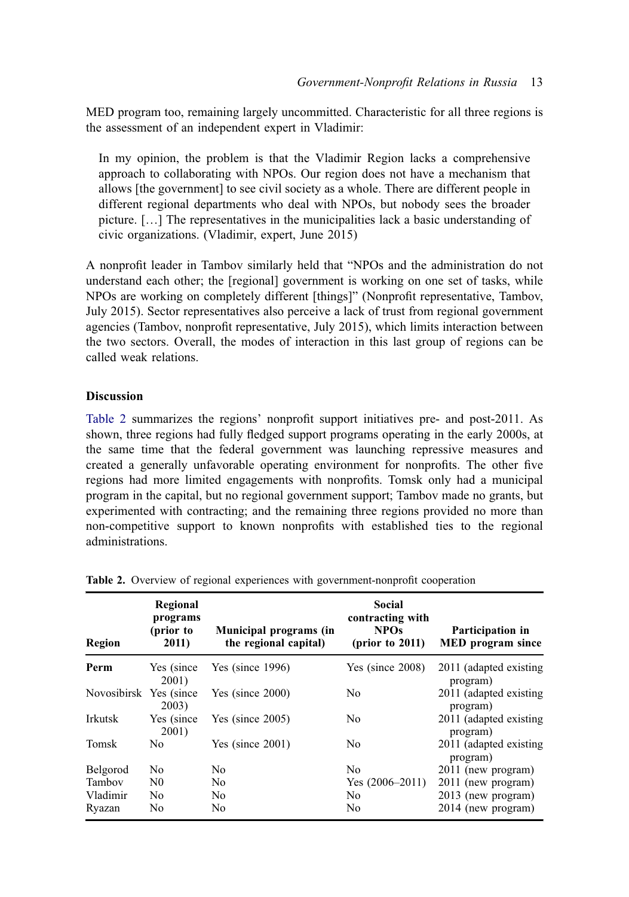MED program too, remaining largely uncommitted. Characteristic for all three regions is the assessment of an independent expert in Vladimir:

> In my opinion, the problem is that the Vladimir Region lacks a comprehensive approach to collaborating with NPOs. Our region does not have a mechanism that allows [the government] to see civil society as a whole. There are different people in different regional departments who deal with NPOs, but nobody sees the broader picture. […] The representatives in the municipalities lack a basic understanding of civic organizations. (Vladimir, expert, June 2015)

A nonprofit leader in Tambov similarly held that "NPOs and the administration do not understand each other; the [regional] government is working on one set of tasks, while NPOs are working on completely different [things]" (Nonprofit representative, Tambov, July 2015). Sector representatives also perceive a lack of trust from regional government agencies (Tambov, nonprofit representative, July 2015), which limits interaction between the two sectors. Overall, the modes of interaction in this last group of regions can be called weak relations.

### Discussion

Table 2 summarizes the regions' nonprofit support initiatives pre- and post-2011. As shown, three regions had fully fledged support programs operating in the early 2000s, at the same time that the federal government was launching repressive measures and created a generally unfavorable operating environment for nonprofits. The other five regions had more limited engagements with nonprofits. Tomsk only had a municipal program in the capital, but no regional government support; Tambov made no grants, but experimented with contracting; and the remaining three regions provided no more than non-competitive support to known nonprofits with established ties to the regional administrations.

**Table 2.** Overview of regional experiences with government-nonprofit cooperation

| Region | Regional programs (prior to 2011) | Municipal programs (in the regional capital) | Social contracting with NPOs (prior to 2011) | Participation in MED program since |
|---|---|---|---|---|
| **Perm** | Yes (since 2001) | Yes (since 1996) | Yes (since 2008) | 2011 (adapted existing program) |
| Novosibirsk | Yes (since 2003) | Yes (since 2000) | No | 2011 (adapted existing program) |
| Irkutsk | Yes (since 2001) | Yes (since 2005) | No | 2011 (adapted existing program) |
| Tomsk | No | Yes (since 2001) | No | 2011 (adapted existing program) |
| Belgorod | No | No | No | 2011 (new program) |
| Tambov | N0 | No | Yes (2006–2011) | 2011 (new program) |
| Vladimir | No | No | No | 2013 (new program) |
| Ryazan | No | No | No | 2014 (new program) |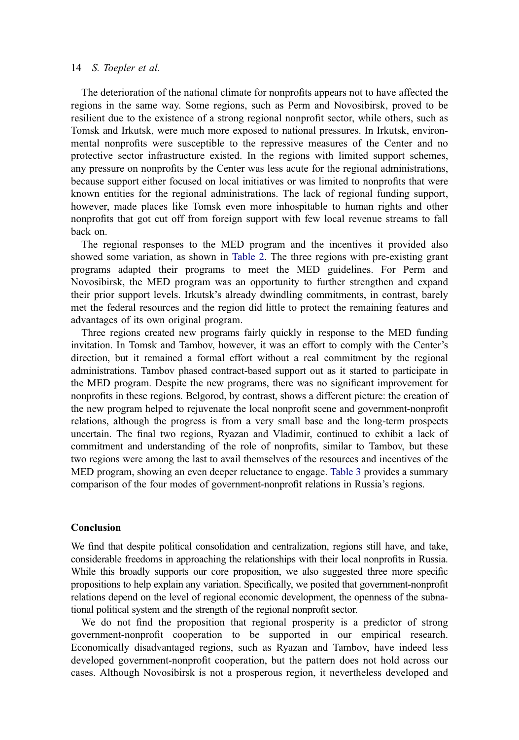The deterioration of the national climate for nonprofits appears not to have affected the regions in the same way. Some regions, such as Perm and Novosibirsk, proved to be resilient due to the existence of a strong regional nonprofit sector, while others, such as Tomsk and Irkutsk, were much more exposed to national pressures. In Irkutsk, environmental nonprofits were susceptible to the repressive measures of the Center and no protective sector infrastructure existed. In the regions with limited support schemes, any pressure on nonprofits by the Center was less acute for the regional administrations, because support either focused on local initiatives or was limited to nonprofits that were known entities for the regional administrations. The lack of regional funding support, however, made places like Tomsk even more inhospitable to human rights and other nonprofits that got cut off from foreign support with few local revenue streams to fall back on.

The regional responses to the MED program and the incentives it provided also showed some variation, as shown in Table 2. The three regions with pre-existing grant programs adapted their programs to meet the MED guidelines. For Perm and Novosibirsk, the MED program was an opportunity to further strengthen and expand their prior support levels. Irkutsk's already dwindling commitments, in contrast, barely met the federal resources and the region did little to protect the remaining features and advantages of its own original program.

Three regions created new programs fairly quickly in response to the MED funding invitation. In Tomsk and Tambov, however, it was an effort to comply with the Center's direction, but it remained a formal effort without a real commitment by the regional administrations. Tambov phased contract-based support out as it started to participate in the MED program. Despite the new programs, there was no significant improvement for nonprofits in these regions. Belgorod, by contrast, shows a different picture: the creation of the new program helped to rejuvenate the local nonprofit scene and government-nonprofit relations, although the progress is from a very small base and the long-term prospects uncertain. The final two regions, Ryazan and Vladimir, continued to exhibit a lack of commitment and understanding of the role of nonprofits, similar to Tambov, but these two regions were among the last to avail themselves of the resources and incentives of the MED program, showing an even deeper reluctance to engage. Table 3 provides a summary comparison of the four modes of government-nonprofit relations in Russia's regions.

## Conclusion

We find that despite political consolidation and centralization, regions still have, and take, considerable freedoms in approaching the relationships with their local nonprofits in Russia. While this broadly supports our core proposition, we also suggested three more specific propositions to help explain any variation. Specifically, we posited that government-nonprofit relations depend on the level of regional economic development, the openness of the subnational political system and the strength of the regional nonprofit sector.

We do not find the proposition that regional prosperity is a predictor of strong government-nonprofit cooperation to be supported in our empirical research. Economically disadvantaged regions, such as Ryazan and Tambov, have indeed less developed government-nonprofit cooperation, but the pattern does not hold across our cases. Although Novosibirsk is not a prosperous region, it nevertheless developed and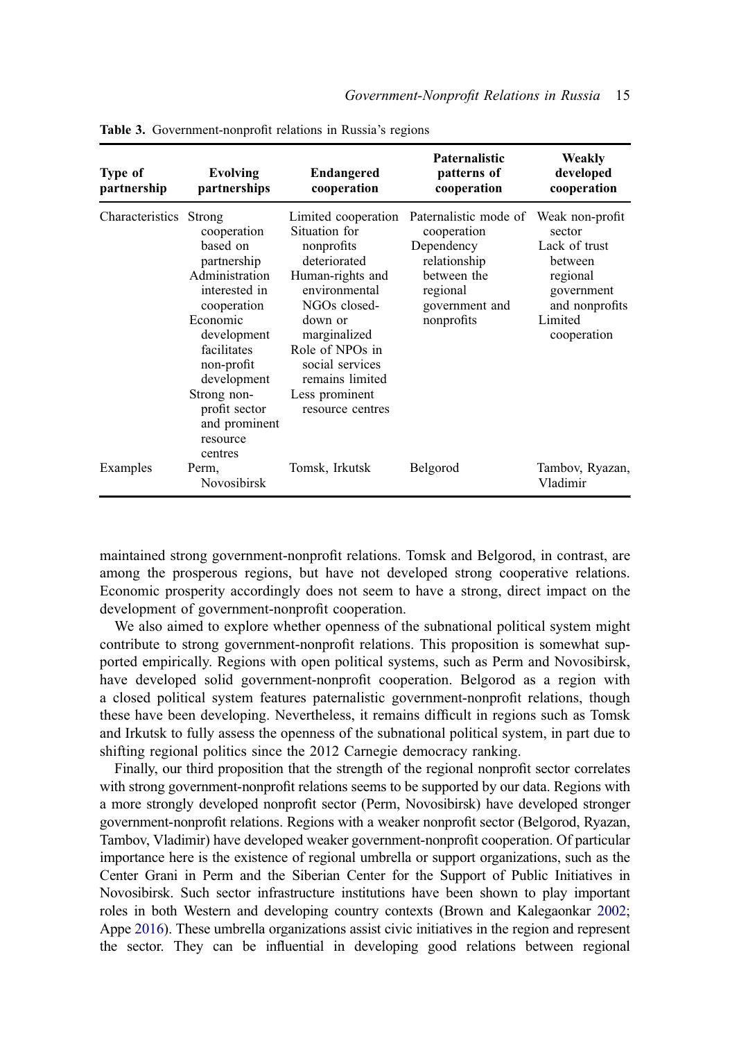**Table 3.** Government-nonprofit relations in Russia's regions

| Type of partnership | Evolving partnerships | Endangered cooperation | Paternalistic patterns of cooperation | Weakly developed cooperation |
|---|---|---|---|---|
| Characteristics | Strong cooperation based on partnership<br>Administration interested in cooperation<br>Economic development facilitates non-profit development<br>Strong non-profit sector and prominent resource centres | Limited cooperation<br>Situation for nonprofits deteriorated<br>Human-rights and environmental NGOs closed-down or marginalized<br>Role of NPOs in social services remains limited<br>Less prominent resource centres | Paternalistic mode of cooperation<br>Dependency relationship between the regional government and nonprofits | Weak non-profit sector<br>Lack of trust between regional government and nonprofits<br>Limited cooperation |
| Examples | Perm, Novosibirsk | Tomsk, Irkutsk | Belgorod | Tambov, Ryazan, Vladimir |

maintained strong government-nonprofit relations. Tomsk and Belgorod, in contrast, are among the prosperous regions, but have not developed strong cooperative relations. Economic prosperity accordingly does not seem to have a strong, direct impact on the development of government-nonprofit cooperation.

We also aimed to explore whether openness of the subnational political system might contribute to strong government-nonprofit relations. This proposition is somewhat supported empirically. Regions with open political systems, such as Perm and Novosibirsk, have developed solid government-nonprofit cooperation. Belgorod as a region with a closed political system features paternalistic government-nonprofit relations, though these have been developing. Nevertheless, it remains difficult in regions such as Tomsk and Irkutsk to fully assess the openness of the subnational political system, in part due to shifting regional politics since the 2012 Carnegie democracy ranking.

Finally, our third proposition that the strength of the regional nonprofit sector correlates with strong government-nonprofit relations seems to be supported by our data. Regions with a more strongly developed nonprofit sector (Perm, Novosibirsk) have developed stronger government-nonprofit relations. Regions with a weaker nonprofit sector (Belgorod, Ryazan, Tambov, Vladimir) have developed weaker government-nonprofit cooperation. Of particular importance here is the existence of regional umbrella or support organizations, such as the Center Grani in Perm and the Siberian Center for the Support of Public Initiatives in Novosibirsk. Such sector infrastructure institutions have been shown to play important roles in both Western and developing country contexts (Brown and Kalegaonkar 2002; Appe 2016). These umbrella organizations assist civic initiatives in the region and represent the sector. They can be influential in developing good relations between regional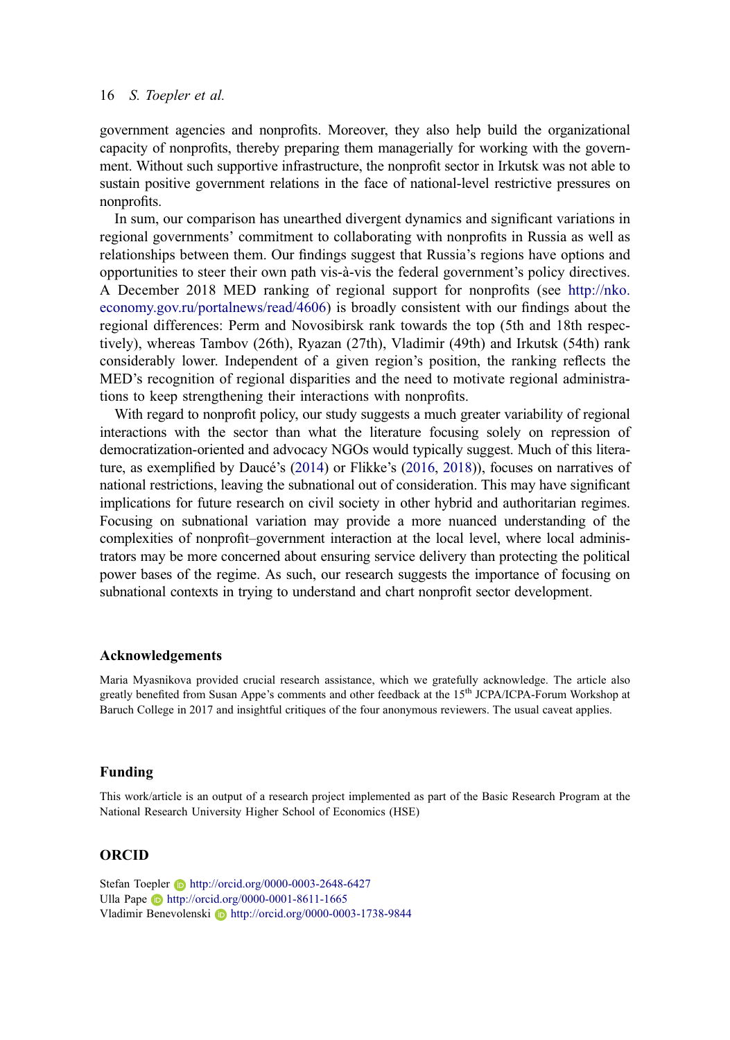government agencies and nonprofits. Moreover, they also help build the organizational capacity of nonprofits, thereby preparing them managerially for working with the government. Without such supportive infrastructure, the nonprofit sector in Irkutsk was not able to sustain positive government relations in the face of national-level restrictive pressures on nonprofits.

In sum, our comparison has unearthed divergent dynamics and significant variations in regional governments' commitment to collaborating with nonprofits in Russia as well as relationships between them. Our findings suggest that Russia's regions have options and opportunities to steer their own path vis-à-vis the federal government's policy directives. A December 2018 MED ranking of regional support for nonprofits (see http://nko.economy.gov.ru/portalnews/read/4606) is broadly consistent with our findings about the regional differences: Perm and Novosibirsk rank towards the top (5th and 18th respectively), whereas Tambov (26th), Ryazan (27th), Vladimir (49th) and Irkutsk (54th) rank considerably lower. Independent of a given region's position, the ranking reflects the MED's recognition of regional disparities and the need to motivate regional administrations to keep strengthening their interactions with nonprofits.

With regard to nonprofit policy, our study suggests a much greater variability of regional interactions with the sector than what the literature focusing solely on repression of democratization-oriented and advocacy NGOs would typically suggest. Much of this literature, as exemplified by Daucé's (2014) or Flikke's (2016, 2018)), focuses on narratives of national restrictions, leaving the subnational out of consideration. This may have significant implications for future research on civil society in other hybrid and authoritarian regimes. Focusing on subnational variation may provide a more nuanced understanding of the complexities of nonprofit–government interaction at the local level, where local administrators may be more concerned about ensuring service delivery than protecting the political power bases of the regime. As such, our research suggests the importance of focusing on subnational contexts in trying to understand and chart nonprofit sector development.

## Acknowledgements

Maria Myasnikova provided crucial research assistance, which we gratefully acknowledge. The article also greatly benefited from Susan Appe's comments and other feedback at the 15th JCPA/ICPA-Forum Workshop at Baruch College in 2017 and insightful critiques of the four anonymous reviewers. The usual caveat applies.

## Funding

This work/article is an output of a research project implemented as part of the Basic Research Program at the National Research University Higher School of Economics (HSE)

## ORCID

Stefan Toepler http://orcid.org/0000-0003-2648-6427
Ulla Pape http://orcid.org/0000-0001-8611-1665
Vladimir Benevolenski http://orcid.org/0000-0003-1738-9844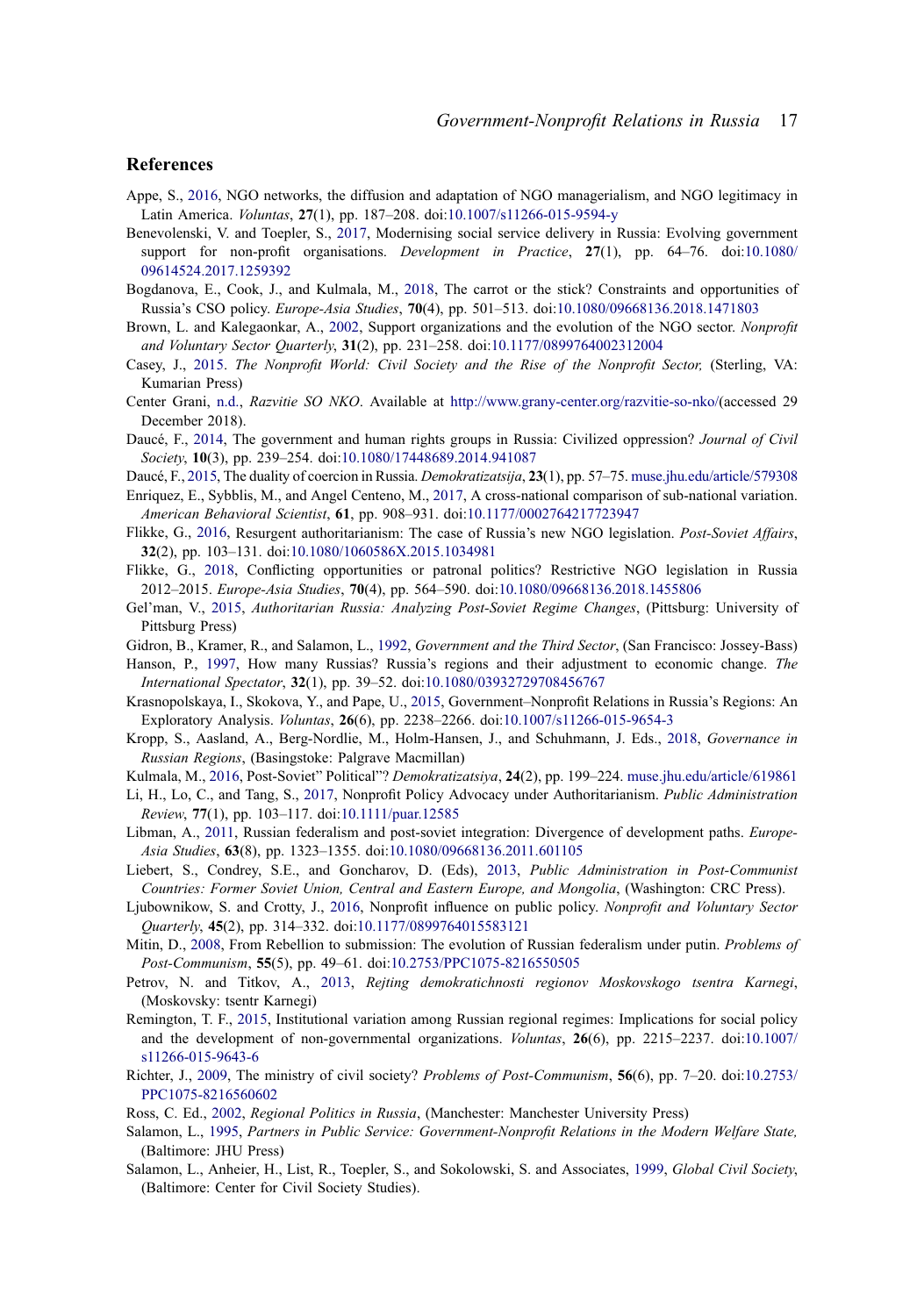## References

Appe, S., 2016, NGO networks, the diffusion and adaptation of NGO managerialism, and NGO legitimacy in Latin America. *Voluntas*, **27**(1), pp. 187–208. doi:10.1007/s11266-015-9594-y

Benevolenski, V. and Toepler, S., 2017, Modernising social service delivery in Russia: Evolving government support for non-profit organisations. *Development in Practice*, **27**(1), pp. 64–76. doi:10.1080/09614524.2017.1259392

Bogdanova, E., Cook, J., and Kulmala, M., 2018, The carrot or the stick? Constraints and opportunities of Russia's CSO policy. *Europe-Asia Studies*, **70**(4), pp. 501–513. doi:10.1080/09668136.2018.1471803

Brown, L. and Kalegaonkar, A., 2002, Support organizations and the evolution of the NGO sector. *Nonprofit and Voluntary Sector Quarterly*, **31**(2), pp. 231–258. doi:10.1177/0899764002312004

Casey, J., 2015. *The Nonprofit World: Civil Society and the Rise of the Nonprofit Sector,* (Sterling, VA: Kumarian Press)

Center Grani, n.d., *Razvitie SO NKO*. Available at http://www.grany-center.org/razvitie-so-nko/(accessed 29 December 2018).

Daucé, F., 2014, The government and human rights groups in Russia: Civilized oppression? *Journal of Civil Society*, **10**(3), pp. 239–254. doi:10.1080/17448689.2014.941087

Daucé, F., 2015, The duality of coercion in Russia. *Demokratizatsija*, **23**(1), pp. 57–75. muse.jhu.edu/article/579308

Enriquez, E., Sybblis, M., and Angel Centeno, M., 2017, A cross-national comparison of sub-national variation. *American Behavioral Scientist*, **61**, pp. 908–931. doi:10.1177/0002764217723947

Flikke, G., 2016, Resurgent authoritarianism: The case of Russia's new NGO legislation. *Post-Soviet Affairs*, **32**(2), pp. 103–131. doi:10.1080/1060586X.2015.1034981

Flikke, G., 2018, Conflicting opportunities or patronal politics? Restrictive NGO legislation in Russia 2012–2015. *Europe-Asia Studies*, **70**(4), pp. 564–590. doi:10.1080/09668136.2018.1455806

Gel'man, V., 2015, *Authoritarian Russia: Analyzing Post-Soviet Regime Changes*, (Pittsburg: University of Pittsburg Press)

Gidron, B., Kramer, R., and Salamon, L., 1992, *Government and the Third Sector*, (San Francisco: Jossey-Bass)

Hanson, P., 1997, How many Russias? Russia's regions and their adjustment to economic change. *The International Spectator*, **32**(1), pp. 39–52. doi:10.1080/03932729708456767

Krasnopolskaya, I., Skokova, Y., and Pape, U., 2015, Government–Nonprofit Relations in Russia's Regions: An Exploratory Analysis. *Voluntas*, **26**(6), pp. 2238–2266. doi:10.1007/s11266-015-9654-3

Kropp, S., Aasland, A., Berg-Nordlie, M., Holm-Hansen, J., and Schuhmann, J. Eds., 2018, *Governance in Russian Regions*, (Basingstoke: Palgrave Macmillan)

Kulmala, M., 2016, Post-Soviet" Political"? *Demokratizatsiya*, **24**(2), pp. 199–224. muse.jhu.edu/article/619861

Li, H., Lo, C., and Tang, S., 2017, Nonprofit Policy Advocacy under Authoritarianism. *Public Administration Review*, **77**(1), pp. 103–117. doi:10.1111/puar.12585

Libman, A., 2011, Russian federalism and post-soviet integration: Divergence of development paths. *Europe-Asia Studies*, **63**(8), pp. 1323–1355. doi:10.1080/09668136.2011.601105

Liebert, S., Condrey, S.E., and Goncharov, D. (Eds), 2013, *Public Administration in Post-Communist Countries: Former Soviet Union, Central and Eastern Europe, and Mongolia*, (Washington: CRC Press).

Ljubownikow, S. and Crotty, J., 2016, Nonprofit influence on public policy. *Nonprofit and Voluntary Sector Quarterly*, **45**(2), pp. 314–332. doi:10.1177/0899764015583121

Mitin, D., 2008, From Rebellion to submission: The evolution of Russian federalism under putin. *Problems of Post-Communism*, **55**(5), pp. 49–61. doi:10.2753/PPC1075-8216550505

Petrov, N. and Titkov, A., 2013, *Rejting demokratichnosti regionov Moskovskogo tsentra Karnegi*, (Moskovsky: tsentr Karnegi)

Remington, T. F., 2015, Institutional variation among Russian regional regimes: Implications for social policy and the development of non-governmental organizations. *Voluntas*, **26**(6), pp. 2215–2237. doi:10.1007/s11266-015-9643-6

Richter, J., 2009, The ministry of civil society? *Problems of Post-Communism*, **56**(6), pp. 7–20. doi:10.2753/PPC1075-8216560602

Ross, C. Ed., 2002, *Regional Politics in Russia*, (Manchester: Manchester University Press)

Salamon, L., 1995, *Partners in Public Service: Government-Nonprofit Relations in the Modern Welfare State,* (Baltimore: JHU Press)

Salamon, L., Anheier, H., List, R., Toepler, S., and Sokolowski, S. and Associates, 1999, *Global Civil Society*, (Baltimore: Center for Civil Society Studies).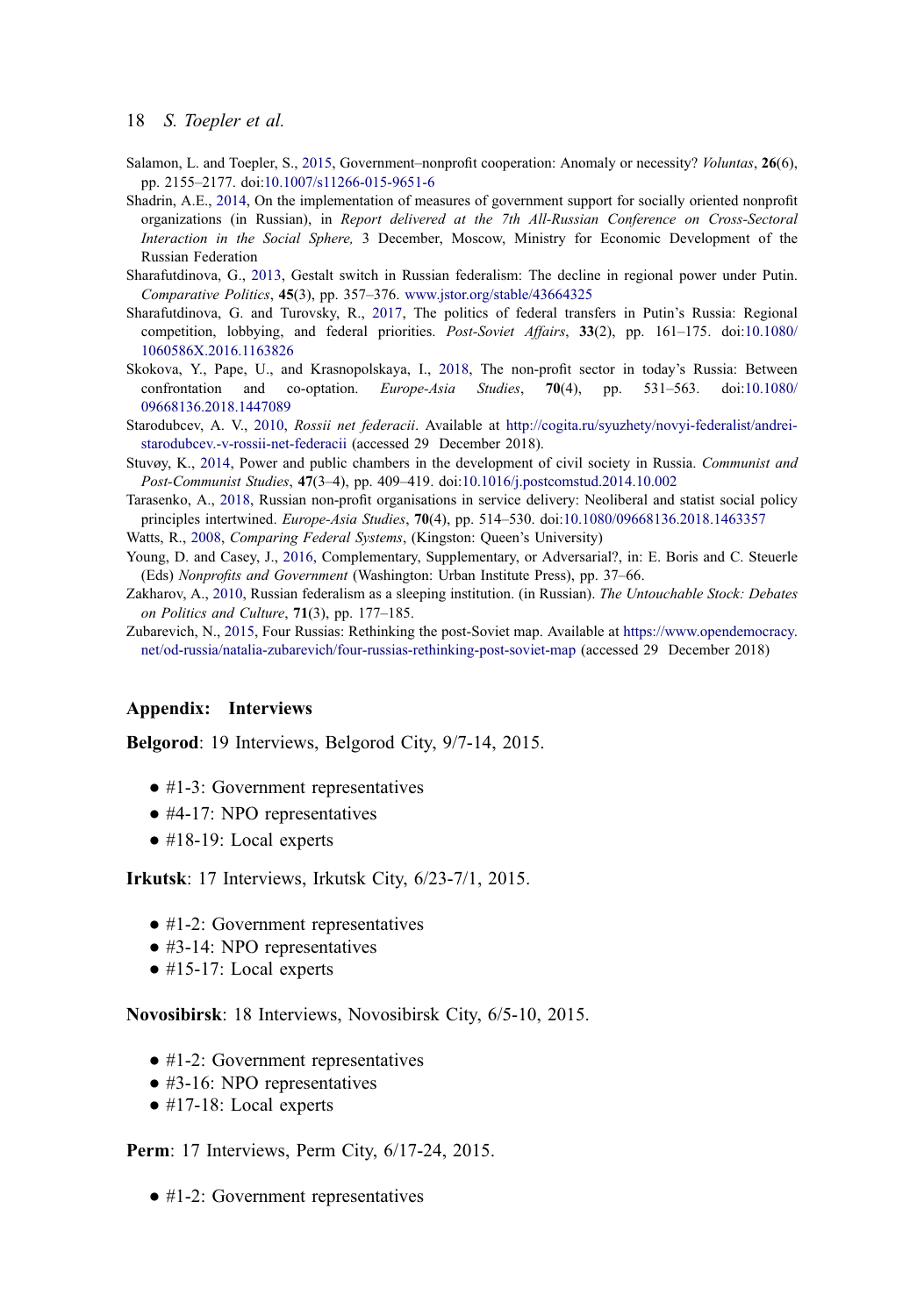Salamon, L. and Toepler, S., 2015, Government–nonprofit cooperation: Anomaly or necessity? *Voluntas*, **26**(6), pp. 2155–2177. doi:10.1007/s11266-015-9651-6

Shadrin, A.E., 2014, On the implementation of measures of government support for socially oriented nonprofit organizations (in Russian), in *Report delivered at the 7th All-Russian Conference on Cross-Sectoral Interaction in the Social Sphere,* 3 December, Moscow, Ministry for Economic Development of the Russian Federation

Sharafutdinova, G., 2013, Gestalt switch in Russian federalism: The decline in regional power under Putin. *Comparative Politics*, **45**(3), pp. 357–376. www.jstor.org/stable/43664325

Sharafutdinova, G. and Turovsky, R., 2017, The politics of federal transfers in Putin's Russia: Regional competition, lobbying, and federal priorities. *Post-Soviet Affairs*, **33**(2), pp. 161–175. doi:10.1080/1060586X.2016.1163826

Skokova, Y., Pape, U., and Krasnopolskaya, I., 2018, The non-profit sector in today's Russia: Between confrontation and co-optation. *Europe-Asia Studies*, **70**(4), pp. 531–563. doi:10.1080/09668136.2018.1447089

Starodubcev, A. V., 2010, *Rossii net federacii*. Available at http://cogita.ru/syuzhety/novyi-federalist/andrei-starodubcev.-v-rossii-net-federacii (accessed 29 December 2018).

Stuvøy, K., 2014, Power and public chambers in the development of civil society in Russia. *Communist and Post-Communist Studies*, **47**(3–4), pp. 409–419. doi:10.1016/j.postcomstud.2014.10.002

Tarasenko, A., 2018, Russian non-profit organisations in service delivery: Neoliberal and statist social policy principles intertwined. *Europe-Asia Studies*, **70**(4), pp. 514–530. doi:10.1080/09668136.2018.1463357

Watts, R., 2008, *Comparing Federal Systems*, (Kingston: Queen's University)

Young, D. and Casey, J., 2016, Complementary, Supplementary, or Adversarial?, in: E. Boris and C. Steuerle (Eds) *Nonprofits and Government* (Washington: Urban Institute Press), pp. 37–66.

Zakharov, A., 2010, Russian federalism as a sleeping institution. (in Russian). *The Untouchable Stock: Debates on Politics and Culture*, **71**(3), pp. 177–185.

Zubarevich, N., 2015, Four Russias: Rethinking the post-Soviet map. Available at https://www.opendemocracy.net/od-russia/natalia-zubarevich/four-russias-rethinking-post-soviet-map (accessed 29 December 2018)

## Appendix: Interviews

**Belgorod**: 19 Interviews, Belgorod City, 9/7-14, 2015.

- #1-3: Government representatives
- #4-17: NPO representatives
- #18-19: Local experts

**Irkutsk**: 17 Interviews, Irkutsk City, 6/23-7/1, 2015.

- #1-2: Government representatives
- #3-14: NPO representatives
- #15-17: Local experts

**Novosibirsk**: 18 Interviews, Novosibirsk City, 6/5-10, 2015.

- #1-2: Government representatives
- #3-16: NPO representatives
- #17-18: Local experts

**Perm**: 17 Interviews, Perm City, 6/17-24, 2015.

- #1-2: Government representatives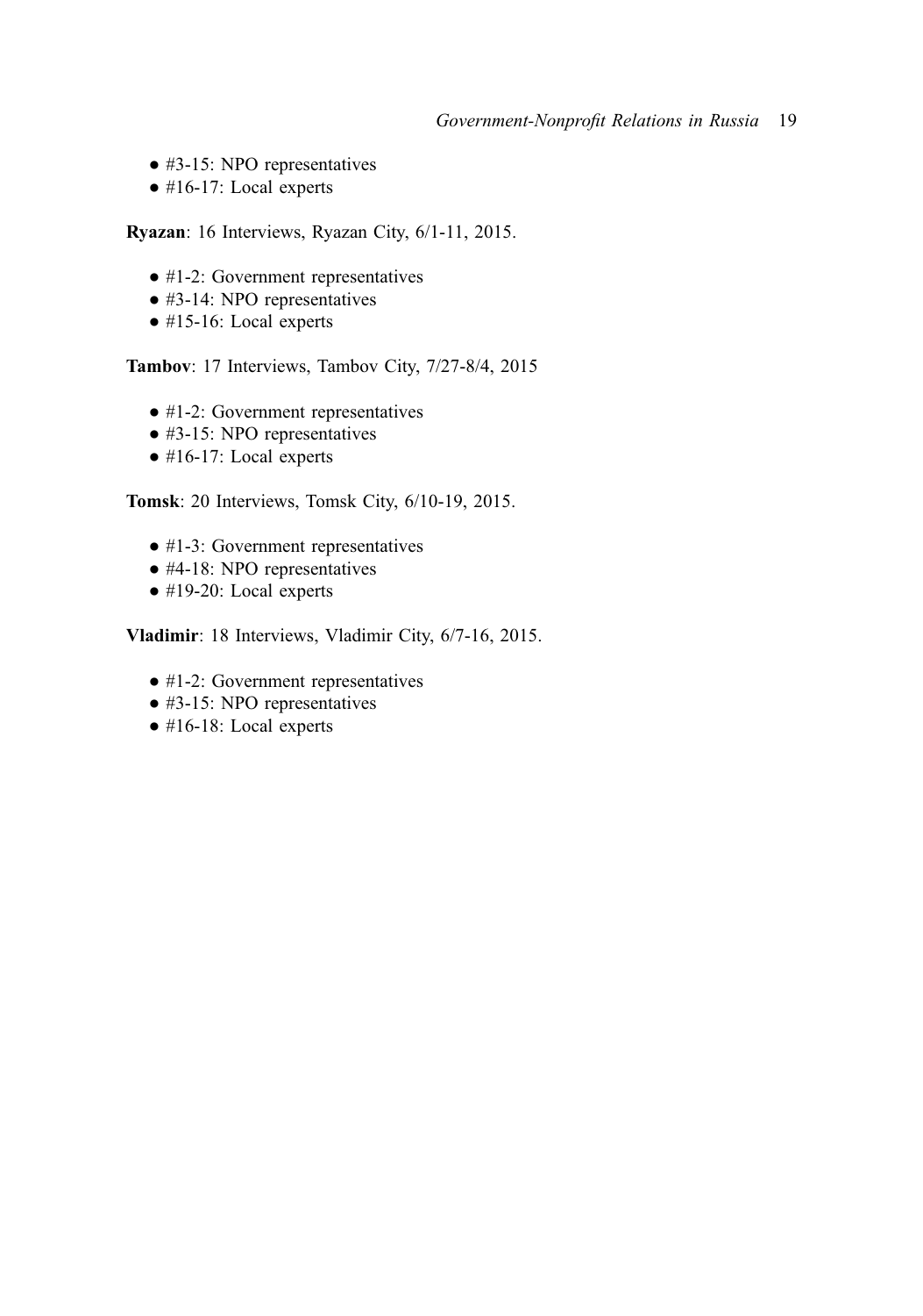- #3-15: NPO representatives
- #16-17: Local experts

**Ryazan**: 16 Interviews, Ryazan City, 6/1-11, 2015.

- #1-2: Government representatives
- #3-14: NPO representatives
- #15-16: Local experts

**Tambov**: 17 Interviews, Tambov City, 7/27-8/4, 2015

- #1-2: Government representatives
- #3-15: NPO representatives
- #16-17: Local experts

**Tomsk**: 20 Interviews, Tomsk City, 6/10-19, 2015.

- #1-3: Government representatives
- #4-18: NPO representatives
- #19-20: Local experts

**Vladimir**: 18 Interviews, Vladimir City, 6/7-16, 2015.

- #1-2: Government representatives
- #3-15: NPO representatives
- #16-18: Local experts